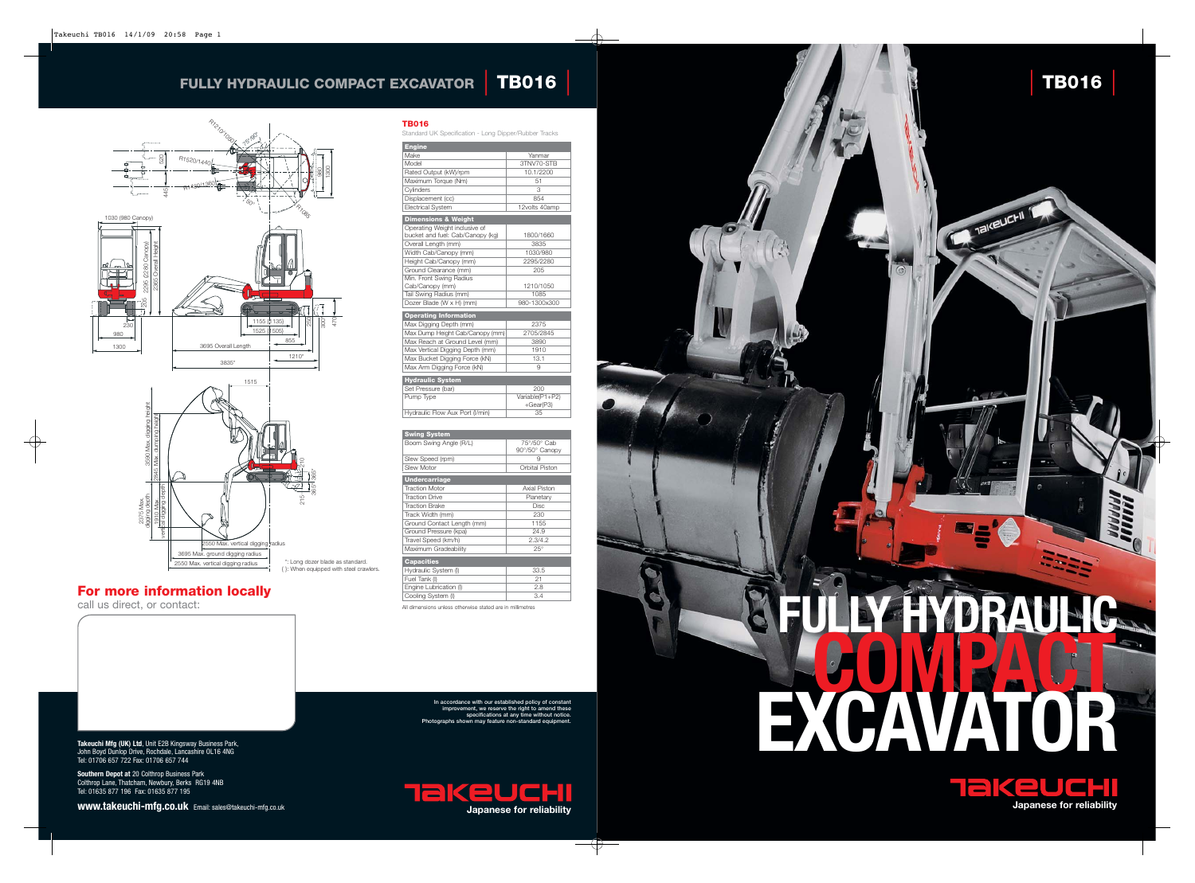# FULLY HYDRAULIC COMPACT EXCAVATOR | TB016

*: Long dozer blade as standard.
( ): When equipped with steel crawlers.

## For more information locally

call us direct, or contact:

**Takeuchi Mfg (UK) Ltd**, Unit E2B Kingsway Business Park, John Boyd Dunlop Drive, Rochdale, Lancashire OL16 4NG
Tel: 01706 657 722 Fax: 01706 657 744

**Southern Depot at** 20 Colthrop Business Park
Colthrop Lane, Thatcham, Newbury, Berks RG19 4NB
Tel: 01635 877 196 Fax: 01635 877 195

**www.takeuchi-mfg.co.uk** Email: sales@takeuchi-mfg.co.uk

## TB016

Standard UK Specification - Long Dipper/Rubber Tracks

| Engine | |
|---|---|
| Make | Yanmar |
| Model | 3TNV70-STB |
| Rated Output (kW)/rpm | 10.1/2200 |
| Maximum Torque (Nm) | 51 |
| Cylinders | 3 |
| Displacement (cc) | 854 |
| Electrical System | 12volts 40amp |

| Dimensions & Weight | |
|---|---|
| Operating Weight inclusive of bucket and fuel: Cab/Canopy (kg) | 1800/1660 |
| Overall Length (mm) | 3835 |
| Width Cab/Canopy (mm) | 1030/980 |
| Height Cab/Canopy (mm) | 2295/2280 |
| Ground Clearance (mm) | 205 |
| Min. Front Swing Radius Cab/Canopy (mm) | 1210/1050 |
| Tail Swing Radius (mm) | 1085 |
| Dozer Blade (W x H) (mm) | 980-1300x300 |

| Operating Information | |
|---|---|
| Max Digging Depth (mm) | 2375 |
| Max Dump Height Cab/Canopy (mm) | 2705/2845 |
| Max Reach at Ground Level (mm) | 3890 |
| Max Vertical Digging Depth (mm) | 1910 |
| Max Bucket Digging Force (kN) | 13.1 |
| Max Arm Digging Force (kN) | 9 |

| Hydraulic System | |
|---|---|
| Set Pressure (bar) | 200 |
| Pump Type | Variable(P1+P2) +Gear(P3) |
| Hydraulic Flow Aux Port (l/min) | 35 |

| Swing System | |
|---|---|
| Boom Swing Angle (R/L) | 75°/50° Cab 90°/50° Canopy |
| Slew Speed (rpm) | 9 |
| Slew Motor | Orbital Piston |

| Undercarriage | |
|---|---|
| Traction Motor | Axial Piston |
| Traction Drive | Planetary |
| Traction Brake | Disc |
| Track Width (mm) | 230 |
| Ground Contact Length (mm) | 1155 |
| Ground Pressure (kpa) | 24.9 |
| Travel Speed (km/h) | 2.3/4.2 |
| Maximum Gradeability | 25° |

| Capacities | |
|---|---|
| Hydraulic System (l) | 33.5 |
| Fuel Tank (l) | 21 |
| Engine Lubrication (l) | 2.8 |
| Cooling System (l) | 3.4 |

All dimensions unless otherwise stated are in millimetres

In accordance with our established policy of constant improvement, we reserve the right to amend these specifications at any time without notice. Photographs shown may feature non-standard equipment.

TAKEUCHI
Japanese for reliability

# TB016

# FULLY HYDRAULIC COMPACT EXCAVATOR

TAKEUCHI
Japanese for reliability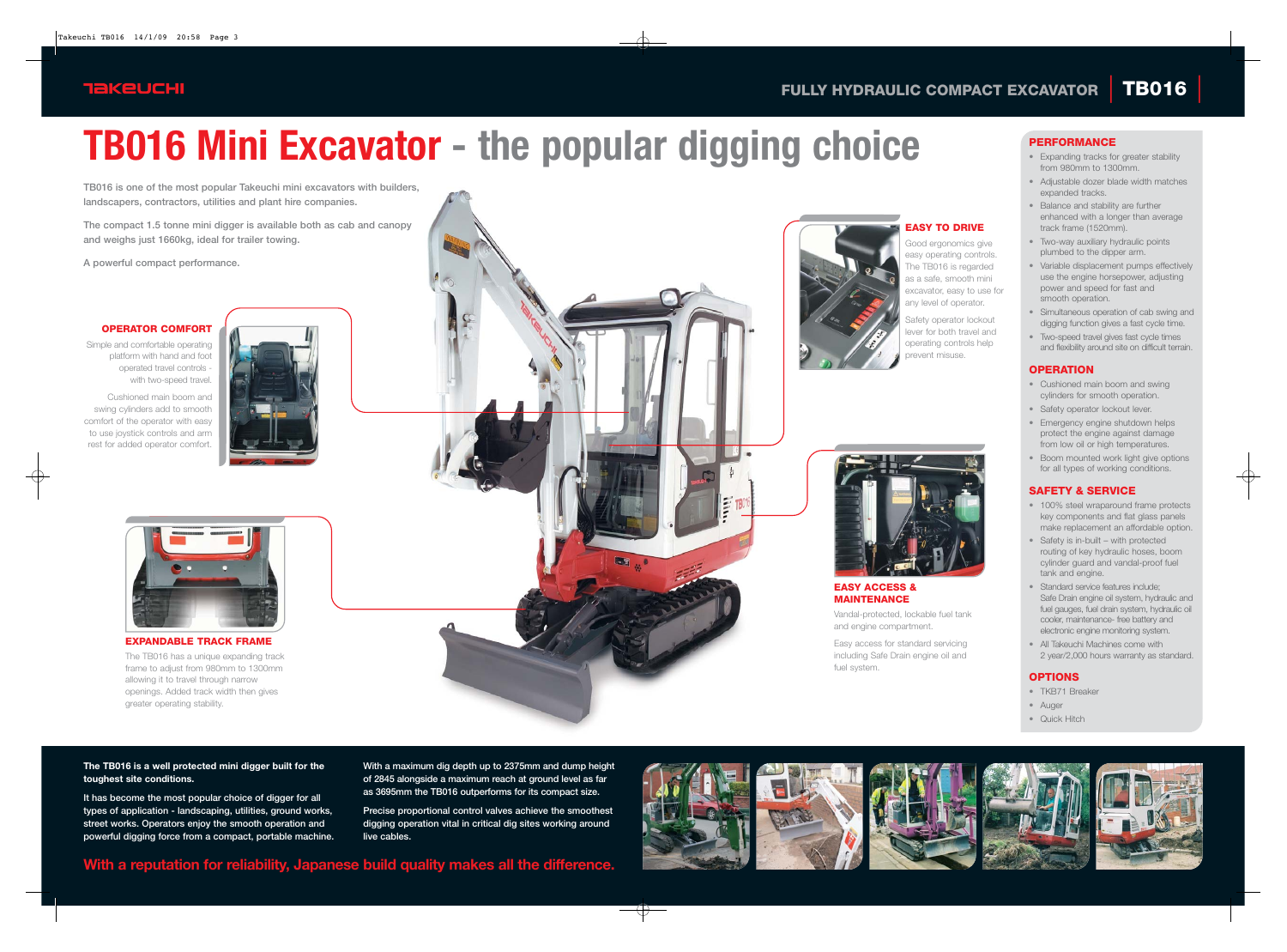# TB016 Mini Excavator - the popular digging choice

TB016 is one of the most popular Takeuchi mini excavators with builders, landscapers, contractors, utilities and plant hire companies.

The compact 1.5 tonne mini digger is available both as cab and canopy and weighs just 1660kg, ideal for trailer towing.

A powerful compact performance.

### OPERATOR COMFORT

Simple and comfortable operating platform with hand and foot operated travel controls - with two-speed travel.

Cushioned main boom and swing cylinders add to smooth comfort of the operator with easy to use joystick controls and arm rest for added operator comfort.

### EXPANDABLE TRACK FRAME

The TB016 has a unique expanding track frame to adjust from 980mm to 1300mm allowing it to travel through narrow openings. Added track width then gives greater operating stability.

### EASY TO DRIVE

Good ergonomics give easy operating controls. The TB016 is regarded as a safe, smooth mini excavator, easy to use for any level of operator.

Safety operator lockout lever for both travel and operating controls help prevent misuse.

### EASY ACCESS & MAINTENANCE

Vandal-protected, lockable fuel tank and engine compartment.

Easy access for standard servicing including Safe Drain engine oil and fuel system.

### PERFORMANCE

- Expanding tracks for greater stability from 980mm to 1300mm.
- Adjustable dozer blade width matches expanded tracks.
- Balance and stability are further enhanced with a longer than average track frame (1520mm).
- Two-way auxiliary hydraulic points plumbed to the dipper arm.
- Variable displacement pumps effectively use the engine horsepower, adjusting power and speed for fast and smooth operation.
- Simultaneous operation of cab swing and digging function gives a fast cycle time.
- Two-speed travel gives fast cycle times and flexibility around site on difficult terrain.

### OPERATION

- Cushioned main boom and swing cylinders for smooth operation.
- Safety operator lockout lever.
- Emergency engine shutdown helps protect the engine against damage from low oil or high temperatures.
- Boom mounted work light give options for all types of working conditions.

### SAFETY & SERVICE

- 100% steel wraparound frame protects key components and flat glass panels make replacement an affordable option.
- Safety is in-built – with protected routing of key hydraulic hoses, boom cylinder guard and vandal-proof fuel tank and engine.
- Standard service features include; Safe Drain engine oil system, hydraulic and fuel gauges, fuel drain system, hydraulic oil cooler, maintenance- free battery and electronic engine monitoring system.
- All Takeuchi Machines come with 2 year/2,000 hours warranty as standard.

### OPTIONS

- TKB71 Breaker
- Auger
- Quick Hitch

**The TB016 is a well protected mini digger built for the toughest site conditions.**

**It has become the most popular choice of digger for all types of application - landscaping, utilities, ground works, street works. Operators enjoy the smooth operation and powerful digging force from a compact, portable machine.**

**With a maximum dig depth up to 2375mm and dump height of 2845 alongside a maximum reach at ground level as far as 3695mm the TB016 outperforms for its compact size.**

**Precise proportional control valves achieve the smoothest digging operation vital in critical dig sites working around live cables.**

**With a reputation for reliability, Japanese build quality makes all the difference.**